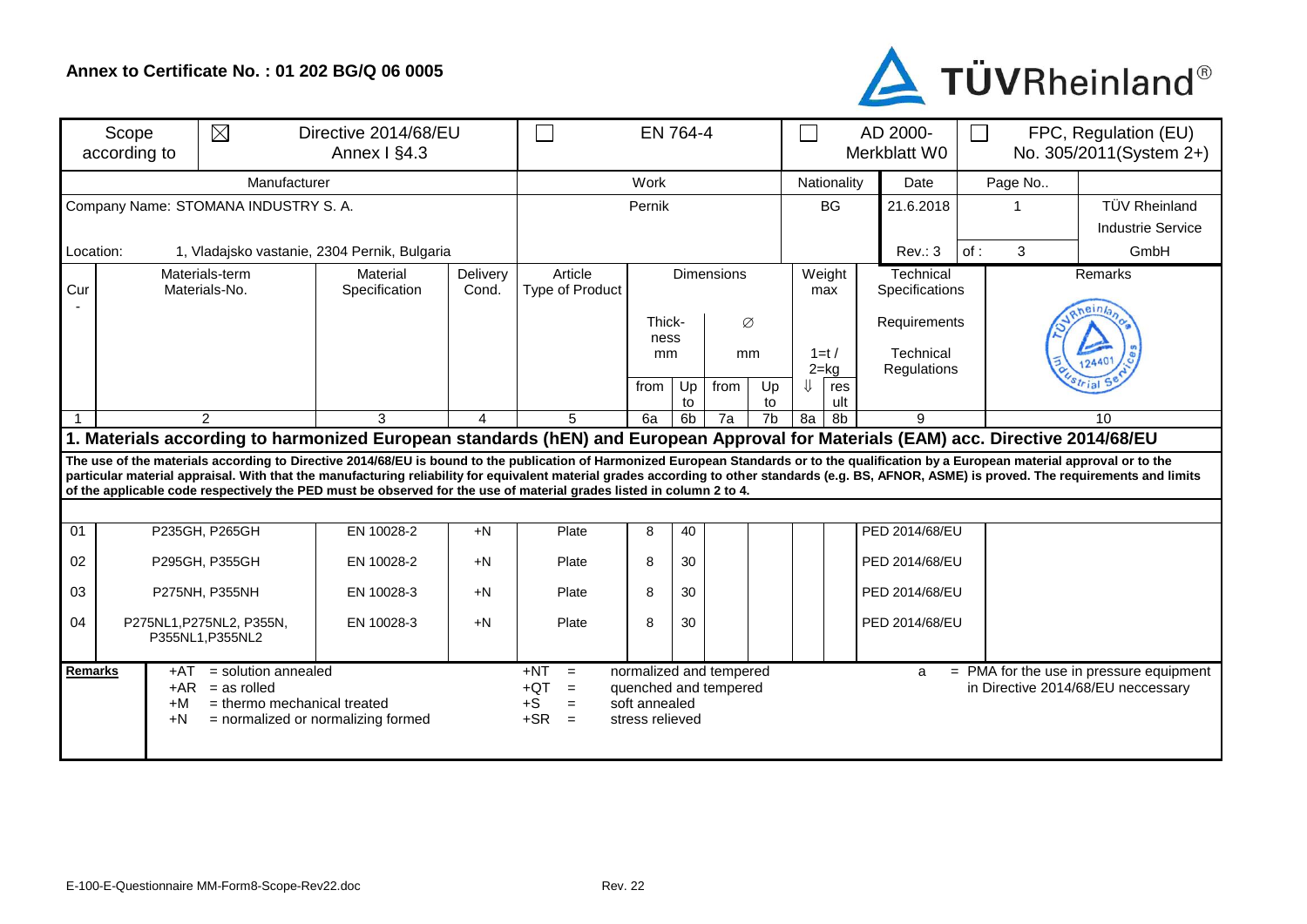**Annex to Certificate No. : 01 202 BG/Q 06 0005**

TÜVRheinland®

| Scope according to | ☒ Directive 2014/68/EU Annex I §4.3 | ☐ EN 764-4 | ☐ AD 2000-Merkblatt W0 | ☐ FPC, Regulation (EU) No. 305/2011(System 2+) |
|---|---|---|---|---|

| Manufacturer | Work | Nationality | Date | Page No.. | |
|---|---|---|---|---|---|
| Company Name: STOMANA INDUSTRY S. A. | Pernik | BG | 21.6.2018 | 1 | TÜV Rheinland Industrie Service GmbH |
| Location: 1, Vladajsko vastanie, 2304 Pernik, Bulgaria | | | Rev.: 3 | of : 3 | |

| Cur- | Materials-term Materials-No. | Material Specification | Delivery Cond. | Article Type of Product | Dimensions Thickness mm from | Up to | ∅ mm from | Up to | Weight max 1=t / 2=kg ⇓ | result | Technical Specifications Requirements Technical Regulations | Remarks |
|---|---|---|---|---|---|---|---|---|---|---|---|---|
| 1 | 2 | 3 | 4 | 5 | 6a | 6b | 7a | 7b | 8a | 8b | 9 | 10 |
| **1. Materials according to harmonized European standards (hEN) and European Approval for Materials (EAM) acc. Directive 2014/68/EU** | | | | | | | | | | | | |
| **The use of the materials according to Directive 2014/68/EU is bound to the publication of Harmonized European Standards or to the qualification by a European material approval or to the particular material appraisal. With that the manufacturing reliability for equivalent material grades according to other standards (e.g. BS, AFNOR, ASME) is proved. The requirements and limits of the applicable code respectively the PED must be observed for the use of material grades listed in column 2 to 4.** | | | | | | | | | | | | |
| 01 | P235GH, P265GH | EN 10028-2 | +N | Plate | 8 | 40 | | | | | PED 2014/68/EU | |
| 02 | P295GH, P355GH | EN 10028-2 | +N | Plate | 8 | 30 | | | | | PED 2014/68/EU | |
| 03 | P275NH, P355NH | EN 10028-3 | +N | Plate | 8 | 30 | | | | | PED 2014/68/EU | |
| 04 | P275NL1,P275NL2, P355N, P355NL1,P355NL2 | EN 10028-3 | +N | Plate | 8 | 30 | | | | | PED 2014/68/EU | |

**Remarks**

- +AT = solution annealed
- +AR = as rolled
- +M = thermo mechanical treated
- +N = normalized or normalizing formed
- +NT = normalized and tempered
- +QT = quenched and tempered
- +S = soft annealed
- +SR = stress relieved
- a = PMA for the use in pressure equipment in Directive 2014/68/EU neccessary

E-100-E-Questionnaire MM-Form8-Scope-Rev22.doc Rev. 22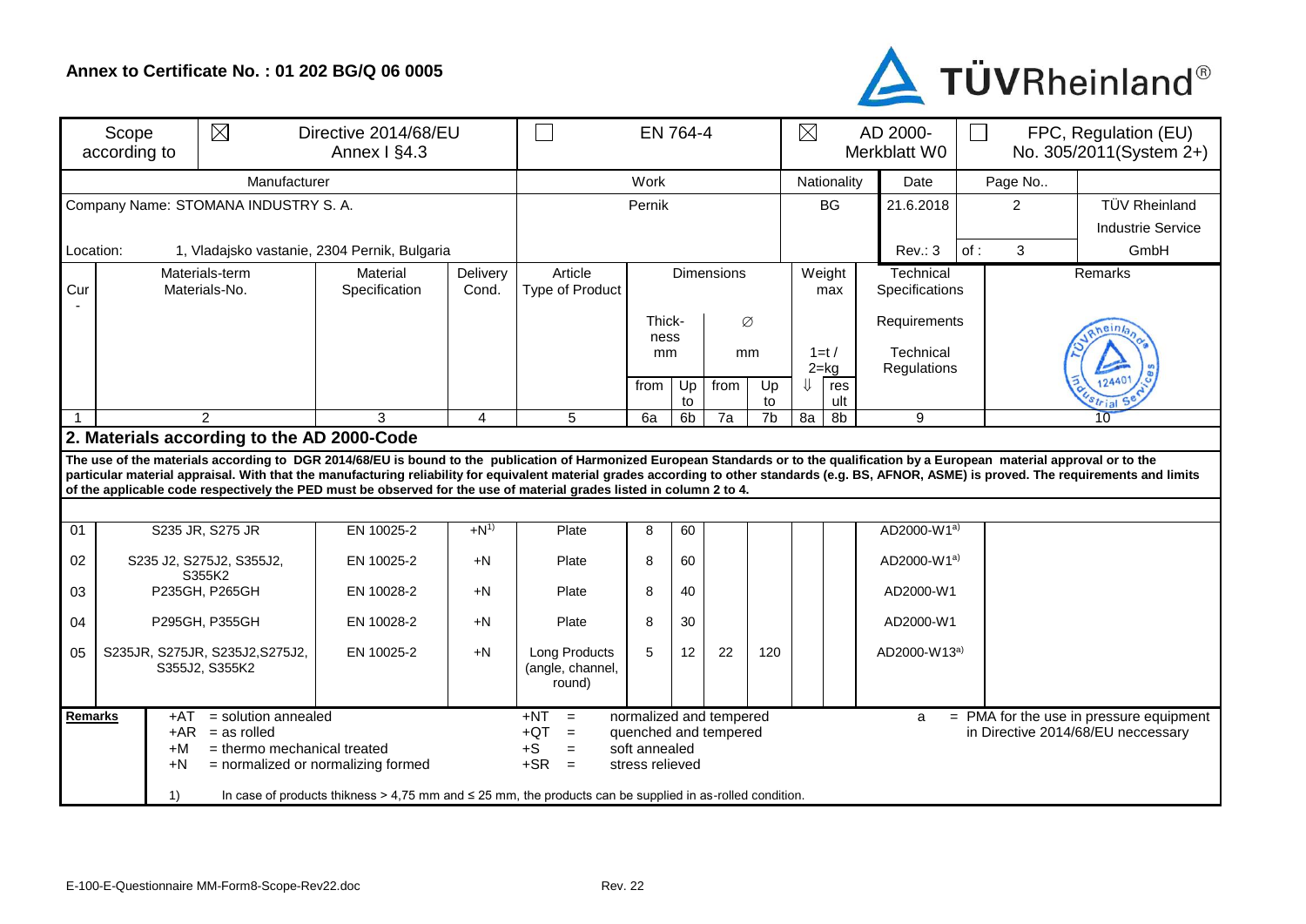**Annex to Certificate No. : 01 202 BG/Q 06 0005**

| Scope according to | ☒ Directive 2014/68/EU Annex I §4.3 | ☐ EN 764-4 | ☒ AD 2000-Merkblatt W0 | ☐ FPC, Regulation (EU) No. 305/2011(System 2+) |
|---|---|---|---|---|

| Manufacturer | Work | Nationality | Date | Page No.. | |
|---|---|---|---|---|---|
| Company Name: STOMANA INDUSTRY S. A. | Pernik | BG | 21.6.2018 | 2 | TÜV Rheinland Industrie Service GmbH |
| Location: 1, Vladajsko vastanie, 2304 Pernik, Bulgaria | | | Rev.: 3 | of : 3 | |

| Cur-<br>1 | Materials-term Materials-No.<br>2 | Material Specification<br>3 | Delivery Cond.<br>4 | Article Type of Product<br>5 | Dimensions Thickness mm from<br>6a | Up to<br>6b | Ø mm from<br>7a | Up to<br>7b | Weight max 1=t / 2=kg ⇓<br>8a | result<br>8b | Technical Specifications Requirements Technical Regulations<br>9 | Remarks<br>10 |
|---|---|---|---|---|---|---|---|---|---|---|---|---|
| **2. Materials according to the AD 2000-Code** | | | | | | | | | | | | |
| 01 | S235 JR, S275 JR | EN 10025-2 | +N[1)] | Plate | 8 | 60 | | | | | AD2000-W1[a)] | |
| 02 | S235 J2, S275J2, S355J2, S355K2 | EN 10025-2 | +N | Plate | 8 | 60 | | | | | AD2000-W1[a)] | |
| 03 | P235GH, P265GH | EN 10028-2 | +N | Plate | 8 | 40 | | | | | AD2000-W1 | |
| 04 | P295GH, P355GH | EN 10028-2 | +N | Plate | 8 | 30 | | | | | AD2000-W1 | |
| 05 | S235JR, S275JR, S235J2,S275J2, S355J2, S355K2 | EN 10025-2 | +N | Long Products (angle, channel, round) | 5 | 12 | 22 | 120 | | | AD2000-W13[a)] | |

**The use of the materials according to DGR 2014/68/EU is bound to the publication of Harmonized European Standards or to the qualification by a European material approval or to the particular material appraisal. With that the manufacturing reliability for equivalent material grades according to other standards (e.g. BS, AFNOR, ASME) is proved. The requirements and limits of the applicable code respectively the PED must be observed for the use of material grades listed in column 2 to 4.**

**Remarks**

- +AT = solution annealed
- +AR = as rolled
- +M = thermo mechanical treated
- +N = normalized or normalizing formed
- +NT = normalized and tempered
- +QT = quenched and tempered
- +S = soft annealed
- +SR = stress relieved
- a = PMA for the use in pressure equipment in Directive 2014/68/EU neccessary

1) In case of products thikness > 4,75 mm and ≤ 25 mm, the products can be supplied in as-rolled condition.

E-100-E-Questionnaire MM-Form8-Scope-Rev22.doc Rev. 22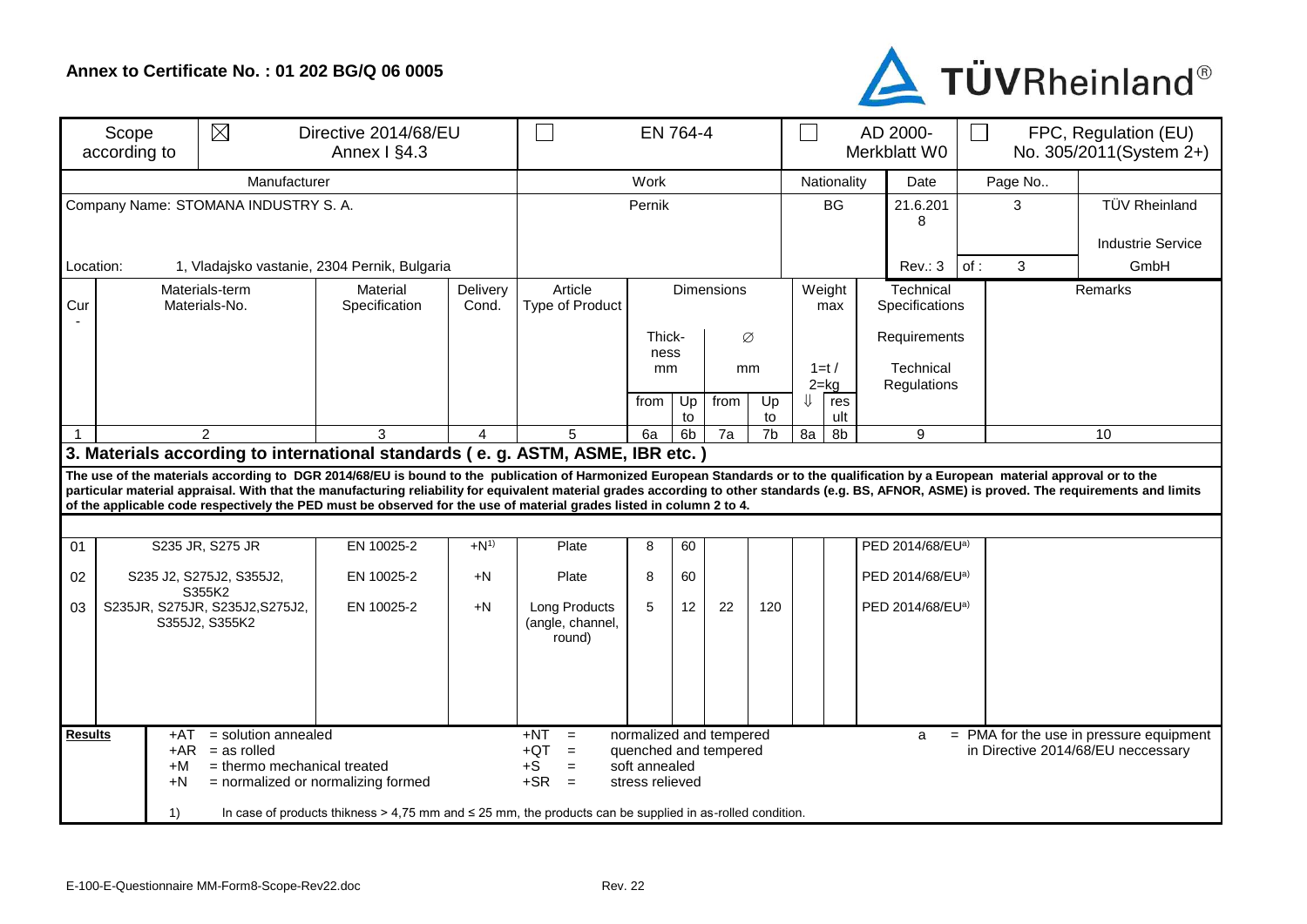**Annex to Certificate No. : 01 202 BG/Q 06 0005**

TÜVRheinland®

| Scope according to | ☒ Directive 2014/68/EU Annex I §4.3 | ☐ EN 764-4 | ☐ AD 2000-Merkblatt W0 | ☐ FPC, Regulation (EU) No. 305/2011(System 2+) |
|---|---|---|---|---|

| Manufacturer | Work | Nationality | Date | Page No.. | |
|---|---|---|---|---|---|
| Company Name: STOMANA INDUSTRY S. A. | Pernik | BG | 21.6.2018 | 3 | TÜV Rheinland Industrie Service |
| Location: 1, Vladajsko vastanie, 2304 Pernik, Bulgaria | | | Rev.: 3 | of : 3 | GmbH |

| Cur-<br>1 | Materials-term Materials-No.<br>2 | Material Specification<br>3 | Delivery Cond.<br>4 | Article Type of Product<br>5 | Dimensions Thickness mm from<br>6a | Up to<br>6b | ∅ mm from<br>7a | Up to<br>7b | Weight max 1=t / 2=kg ⇓<br>8a | result<br>8b | Technical Specifications Requirements Technical Regulations<br>9 | Remarks<br>10 |
|---|---|---|---|---|---|---|---|---|---|---|---|---|
| **3. Materials according to international standards ( e. g. ASTM, ASME, IBR etc. )** | | | | | | | | | | | | |
| 01 | S235 JR, S275 JR | EN 10025-2 | +N1) | Plate | 8 | 60 | | | | | PED 2014/68/EUa) | |
| 02 | S235 J2, S275J2, S355J2, S355K2 | EN 10025-2 | +N | Plate | 8 | 60 | | | | | PED 2014/68/EUa) | |
| 03 | S235JR, S275JR, S235J2,S275J2, S355J2, S355K2 | EN 10025-2 | +N | Long Products (angle, channel, round) | 5 | 12 | 22 | 120 | | | PED 2014/68/EUa) | |

**The use of the materials according to DGR 2014/68/EU is bound to the publication of Harmonized European Standards or to the qualification by a European material approval or to the particular material appraisal. With that the manufacturing reliability for equivalent material grades according to other standards (e.g. BS, AFNOR, ASME) is proved. The requirements and limits of the applicable code respectively the PED must be observed for the use of material grades listed in column 2 to 4.**

**Results**

- +AT = solution annealed
- +AR = as rolled
- +M = thermo mechanical treated
- +N = normalized or normalizing formed
- +NT = normalized and tempered
- +QT = quenched and tempered
- +S = soft annealed
- +SR = stress relieved
- a = PMA for the use in pressure equipment in Directive 2014/68/EU neccessary

1) In case of products thikness > 4,75 mm and ≤ 25 mm, the products can be supplied in as-rolled condition.

E-100-E-Questionnaire MM-Form8-Scope-Rev22.doc Rev. 22